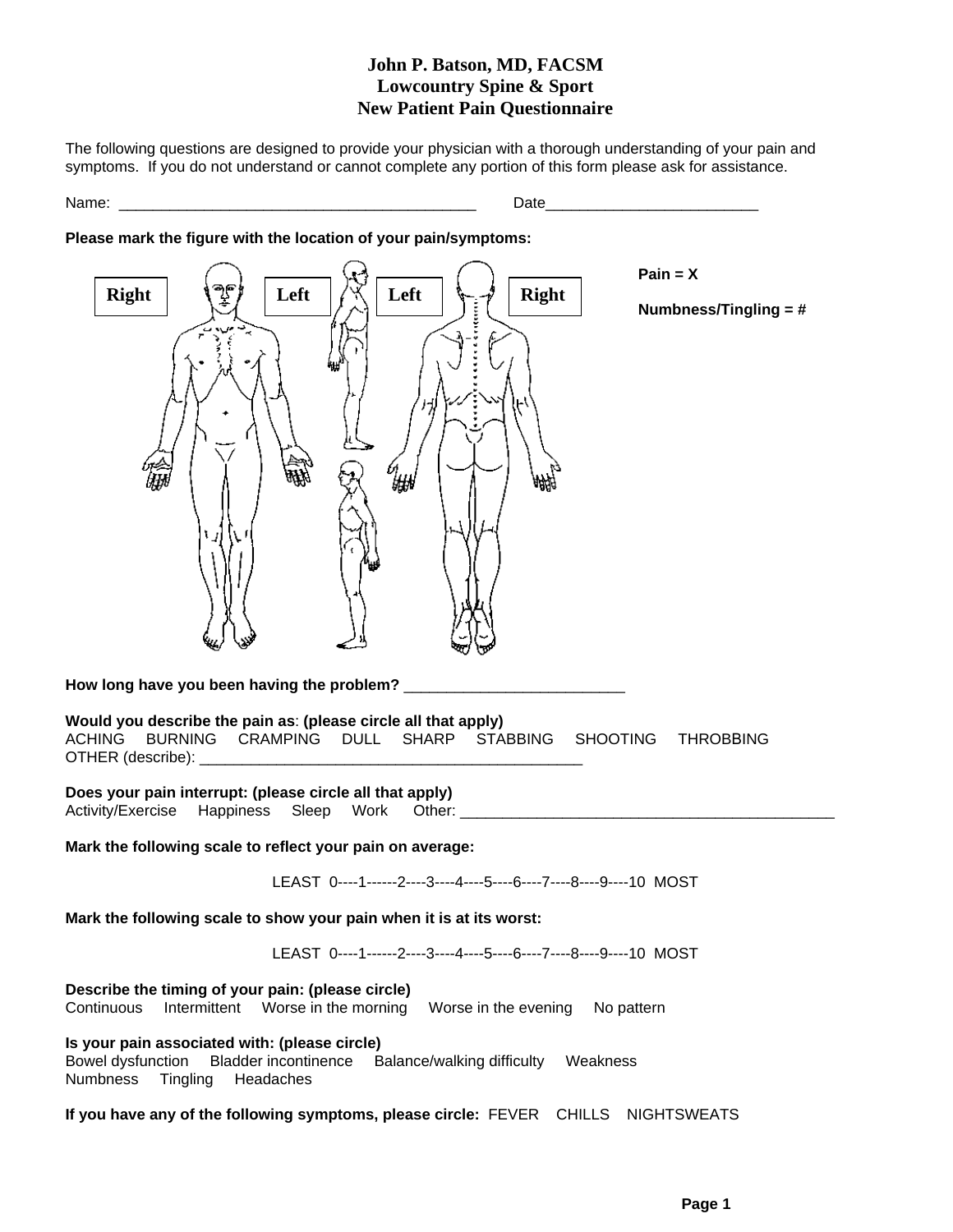# John P. Batson, MD, FACSM
# Lowcountry Spine & Sport
# New Patient Pain Questionnaire

The following questions are designed to provide your physician with a thorough understanding of your pain and symptoms. If you do not understand or cannot complete any portion of this form please ask for assistance.

Name: ___________________________________________ Date_________________________

**Please mark the figure with the location of your pain/symptoms:**

Right | Left | Left | Right

**Pain = X**

**Numbness/Tingling = #**

**How long have you been having the problem?** __________________________

**Would you describe the pain as**: **(please circle all that apply)**
ACHING BURNING CRAMPING DULL SHARP STABBING SHOOTING THROBBING
OTHER (describe): ______________________________________________

**Does your pain interrupt: (please circle all that apply)**
Activity/Exercise Happiness Sleep Work Other: ______________________________________________

**Mark the following scale to reflect your pain on average:**

LEAST 0----1------2----3----4----5----6----7----8----9----10 MOST

**Mark the following scale to show your pain when it is at its worst:**

LEAST 0----1------2----3----4----5----6----7----8----9----10 MOST

**Describe the timing of your pain: (please circle)**
Continuous Intermittent Worse in the morning Worse in the evening No pattern

**Is your pain associated with: (please circle)**
Bowel dysfunction Bladder incontinence Balance/walking difficulty Weakness
Numbness Tingling Headaches

**If you have any of the following symptoms, please circle:** FEVER CHILLS NIGHTSWEATS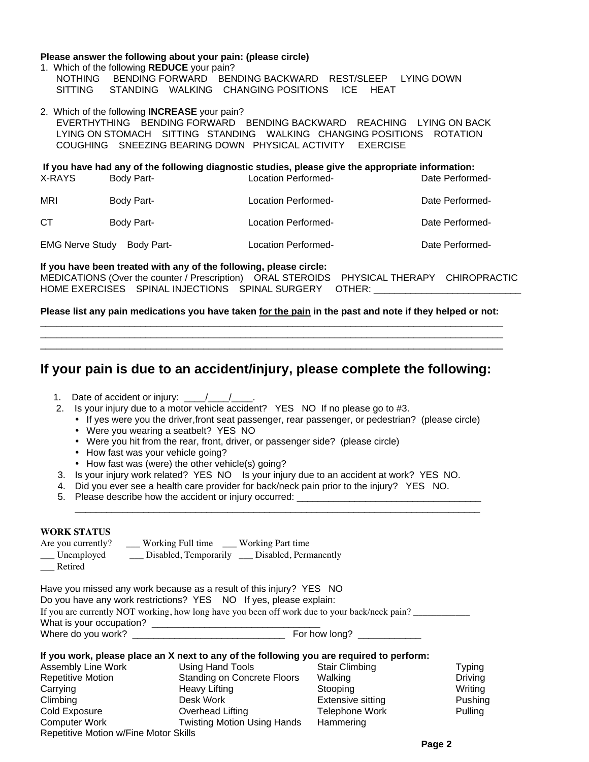**Please answer the following about your pain: (please circle)**

1. Which of the following **REDUCE** your pain?
   NOTHING BENDING FORWARD BENDING BACKWARD REST/SLEEP LYING DOWN
   SITTING STANDING WALKING CHANGING POSITIONS ICE HEAT

2. Which of the following **INCREASE** your pain?
   EVERTHYTHING BENDING FORWARD BENDING BACKWARD REACHING LYING ON BACK
   LYING ON STOMACH SITTING STANDING WALKING CHANGING POSITIONS ROTATION
   COUGHING SNEEZING BEARING DOWN PHYSICAL ACTIVITY EXERCISE

**If you have had any of the following diagnostic studies, please give the appropriate information:**

| | | | |
|---|---|---|---|
| X-RAYS | Body Part- | Location Performed- | Date Performed- |
| MRI | Body Part- | Location Performed- | Date Performed- |
| CT | Body Part- | Location Performed- | Date Performed- |
| EMG Nerve Study | Body Part- | Location Performed- | Date Performed- |

**If you have been treated with any of the following, please circle:**
MEDICATIONS (Over the counter / Prescription) ORAL STEROIDS PHYSICAL THERAPY CHIROPRACTIC
HOME EXERCISES SPINAL INJECTIONS SPINAL SURGERY OTHER: ___________________________

**Please list any pain medications you have taken for the pain in the past and note if they helped or not:**
_________________________________________________________________________________________
_________________________________________________________________________________________
_________________________________________________________________________________________

## If your pain is due to an accident/injury, please complete the following:

1. Date of accident or injury: ____/____/____.
2. Is your injury due to a motor vehicle accident? YES NO If no please go to #3.
   - If yes were you the driver,front seat passenger, rear passenger, or pedestrian? (please circle)
   - Were you wearing a seatbelt? YES NO
   - Were you hit from the rear, front, driver, or passenger side? (please circle)
   - How fast was your vehicle going?
   - How fast was (were) the other vehicle(s) going?
3. Is your injury work related? YES NO Is your injury due to an accident at work? YES NO.
4. Did you ever see a health care provider for back/neck pain prior to the injury? YES NO.
5. Please describe how the accident or injury occurred: ___________________________________
   ________________________________________________________________________________

**WORK STATUS**

Are you currently? ___ Working Full time ___ Working Part time
___ Unemployed ___ Disabled, Temporarily ___ Disabled, Permanently
___ Retired

Have you missed any work because as a result of this injury? YES NO
Do you have any work restrictions? YES NO If yes, please explain:
If you are currently NOT working, how long have you been off work due to your back/neck pain? ____________
What is your occupation? _________________________________
Where do you work? _____________________________ For how long? ____________

**If you work, please place an X next to any of the following you are required to perform:**

| | | | |
|---|---|---|---|
| Assembly Line Work | Using Hand Tools | Stair Climbing | Typing |
| Repetitive Motion | Standing on Concrete Floors | Walking | Driving |
| Carrying | Heavy Lifting | Stooping | Writing |
| Climbing | Desk Work | Extensive sitting | Pushing |
| Cold Exposure | Overhead Lifting | Telephone Work | Pulling |
| Computer Work | Twisting Motion Using Hands | Hammering | |
| Repetitive Motion w/Fine Motor Skills | | | |